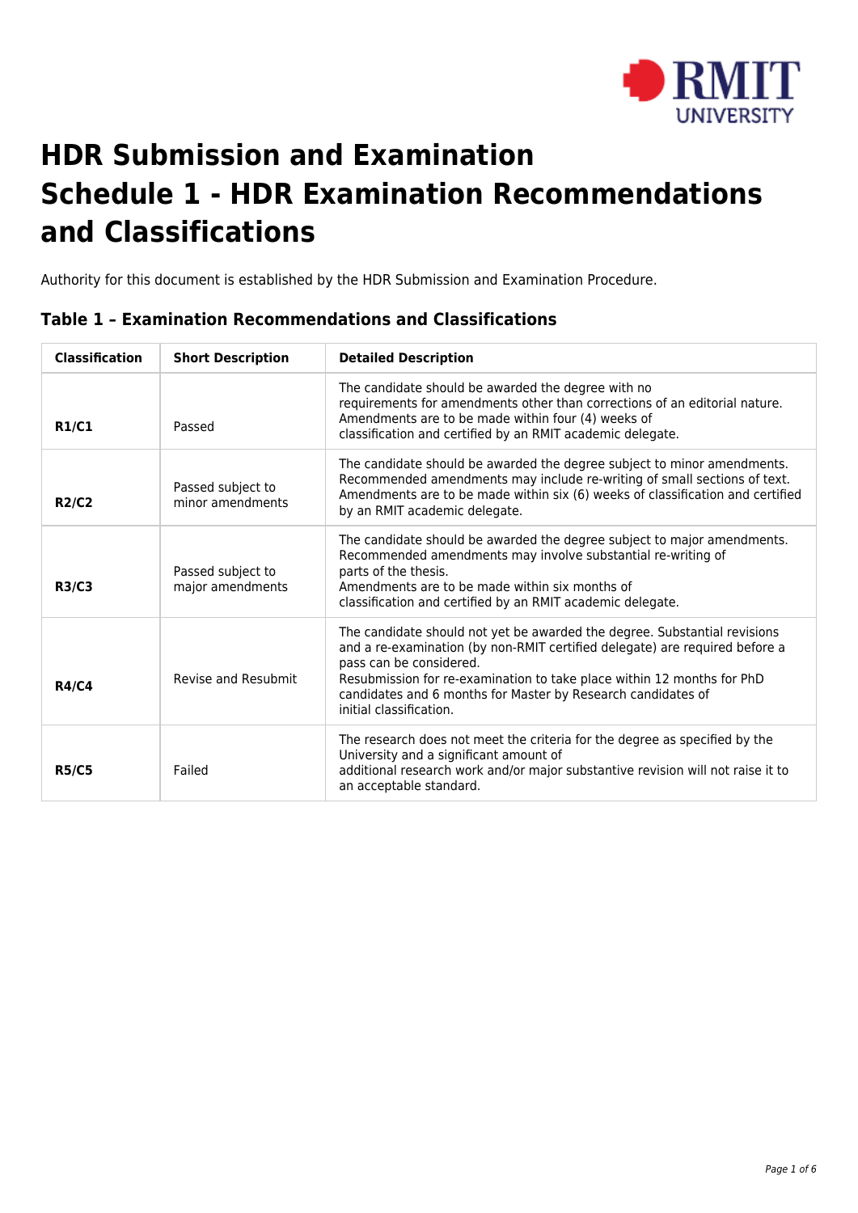# HDR Submission and Examination Schedule 1 - HDR Examination Recommendations and Classifications

Authority for this document is established by the HDR Submission and Examination Procedure.

## Table 1 – Examination Recommendations and Classifications

| Classification | Short Description | Detailed Description |
| --- | --- | --- |
| **R1/C1** | Passed | The candidate should be awarded the degree with no requirements for amendments other than corrections of an editorial nature. Amendments are to be made within four (4) weeks of classification and certified by an RMIT academic delegate. |
| **R2/C2** | Passed subject to minor amendments | The candidate should be awarded the degree subject to minor amendments. Recommended amendments may include re-writing of small sections of text. Amendments are to be made within six (6) weeks of classification and certified by an RMIT academic delegate. |
| **R3/C3** | Passed subject to major amendments | The candidate should be awarded the degree subject to major amendments. Recommended amendments may involve substantial re-writing of parts of the thesis. Amendments are to be made within six months of classification and certified by an RMIT academic delegate. |
| **R4/C4** | Revise and Resubmit | The candidate should not yet be awarded the degree. Substantial revisions and a re-examination (by non-RMIT certified delegate) are required before a pass can be considered. Resubmission for re-examination to take place within 12 months for PhD candidates and 6 months for Master by Research candidates of initial classification. |
| **R5/C5** | Failed | The research does not meet the criteria for the degree as specified by the University and a significant amount of additional research work and/or major substantive revision will not raise it to an acceptable standard. |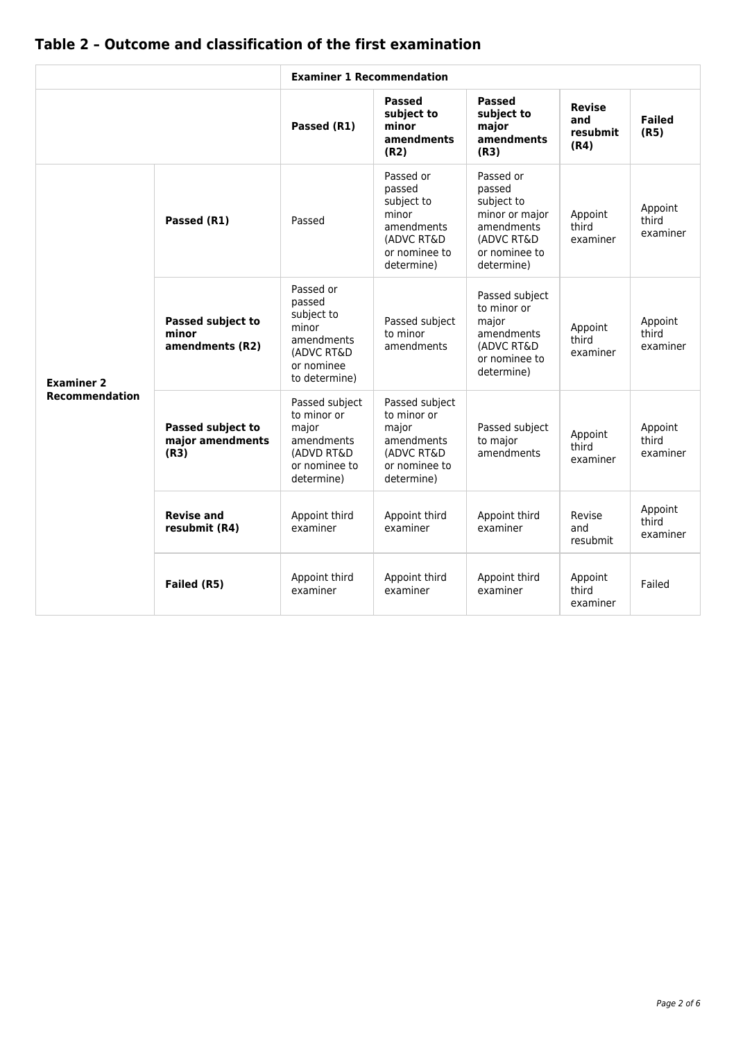## Table 2 – Outcome and classification of the first examination

| | | Examiner 1 Recommendation | | | | |
|---|---|---|---|---|---|---|
| | | **Passed (R1)** | **Passed subject to minor amendments (R2)** | **Passed subject to major amendments (R3)** | **Revise and resubmit (R4)** | **Failed (R5)** |
| **Examiner 2 Recommendation** | **Passed (R1)** | Passed | Passed or passed subject to minor amendments (ADVC RT&D or nominee to determine) | Passed or passed subject to minor or major amendments (ADVC RT&D or nominee to determine) | Appoint third examiner | Appoint third examiner |
| | **Passed subject to minor amendments (R2)** | Passed or passed subject to minor amendments (ADVC RT&D or nominee to determine) | Passed subject to minor amendments | Passed subject to minor or major amendments (ADVC RT&D or nominee to determine) | Appoint third examiner | Appoint third examiner |
| | **Passed subject to major amendments (R3)** | Passed subject to minor or major amendments (ADVD RT&D or nominee to determine) | Passed subject to minor or major amendments (ADVC RT&D or nominee to determine) | Passed subject to major amendments | Appoint third examiner | Appoint third examiner |
| | **Revise and resubmit (R4)** | Appoint third examiner | Appoint third examiner | Appoint third examiner | Revise and resubmit | Appoint third examiner |
| | **Failed (R5)** | Appoint third examiner | Appoint third examiner | Appoint third examiner | Appoint third examiner | Failed |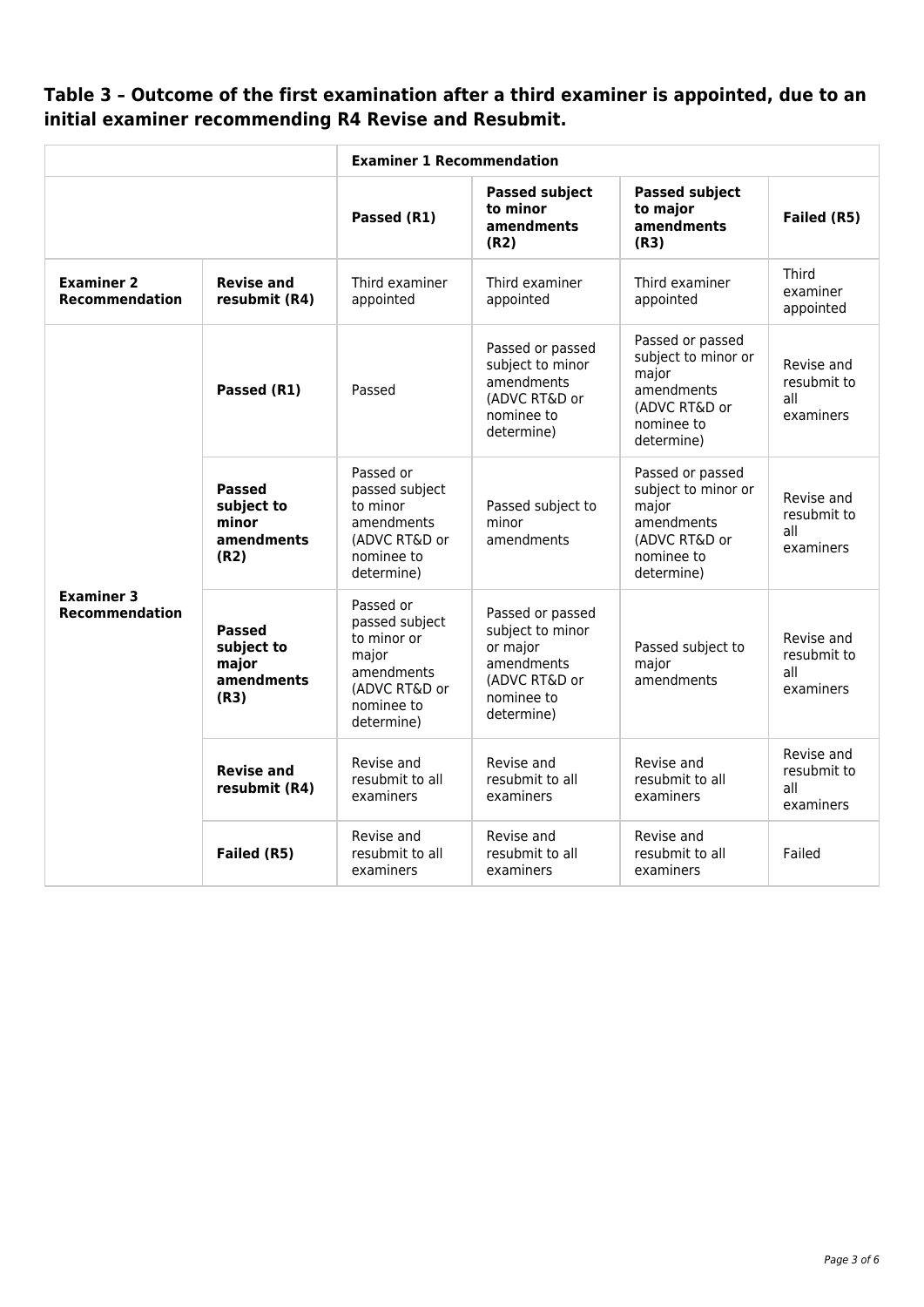### Table 3 – Outcome of the first examination after a third examiner is appointed, due to an initial examiner recommending R4 Revise and Resubmit.

| | | **Examiner 1 Recommendation** | | | |
|---|---|---|---|---|---|
| | | **Passed (R1)** | **Passed subject to minor amendments (R2)** | **Passed subject to major amendments (R3)** | **Failed (R5)** |
| **Examiner 2 Recommendation** | **Revise and resubmit (R4)** | Third examiner appointed | Third examiner appointed | Third examiner appointed | Third examiner appointed |
| **Examiner 3 Recommendation** | **Passed (R1)** | Passed | Passed or passed subject to minor amendments (ADVC RT&D or nominee to determine) | Passed or passed subject to minor or major amendments (ADVC RT&D or nominee to determine) | Revise and resubmit to all examiners |
| | **Passed subject to minor amendments (R2)** | Passed or passed subject to minor amendments (ADVC RT&D or nominee to determine) | Passed subject to minor amendments | Passed or passed subject to minor or major amendments (ADVC RT&D or nominee to determine) | Revise and resubmit to all examiners |
| | **Passed subject to major amendments (R3)** | Passed or passed subject to minor or major amendments (ADVC RT&D or nominee to determine) | Passed or passed subject to minor or major amendments (ADVC RT&D or nominee to determine) | Passed subject to major amendments | Revise and resubmit to all examiners |
| | **Revise and resubmit (R4)** | Revise and resubmit to all examiners | Revise and resubmit to all examiners | Revise and resubmit to all examiners | Revise and resubmit to all examiners |
| | **Failed (R5)** | Revise and resubmit to all examiners | Revise and resubmit to all examiners | Revise and resubmit to all examiners | Failed |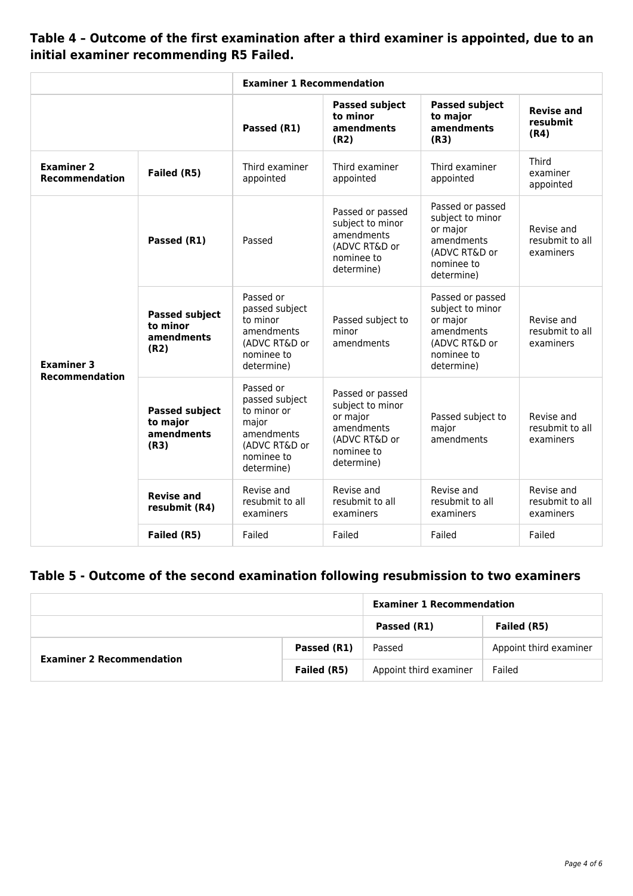### Table 4 – Outcome of the first examination after a third examiner is appointed, due to an initial examiner recommending R5 Failed.

| | | Examiner 1 Recommendation | | | |
|---|---|---|---|---|---|
| | | **Passed (R1)** | **Passed subject to minor amendments (R2)** | **Passed subject to major amendments (R3)** | **Revise and resubmit (R4)** |
| **Examiner 2 Recommendation** | **Failed (R5)** | Third examiner appointed | Third examiner appointed | Third examiner appointed | Third examiner appointed |
| **Examiner 3 Recommendation** | **Passed (R1)** | Passed | Passed or passed subject to minor amendments (ADVC RT&D or nominee to determine) | Passed or passed subject to minor or major amendments (ADVC RT&D or nominee to determine) | Revise and resubmit to all examiners |
| | **Passed subject to minor amendments (R2)** | Passed or passed subject to minor amendments (ADVC RT&D or nominee to determine) | Passed subject to minor amendments | Passed or passed subject to minor or major amendments (ADVC RT&D or nominee to determine) | Revise and resubmit to all examiners |
| | **Passed subject to major amendments (R3)** | Passed or passed subject to minor or major amendments (ADVC RT&D or nominee to determine) | Passed or passed subject to minor or major amendments (ADVC RT&D or nominee to determine) | Passed subject to major amendments | Revise and resubmit to all examiners |
| | **Revise and resubmit (R4)** | Revise and resubmit to all examiners | Revise and resubmit to all examiners | Revise and resubmit to all examiners | Revise and resubmit to all examiners |
| | **Failed (R5)** | Failed | Failed | Failed | Failed |

### Table 5 - Outcome of the second examination following resubmission to two examiners

| | | Examiner 1 Recommendation | |
|---|---|---|---|
| | | **Passed (R1)** | **Failed (R5)** |
| **Examiner 2 Recommendation** | **Passed (R1)** | Passed | Appoint third examiner |
| | **Failed (R5)** | Appoint third examiner | Failed |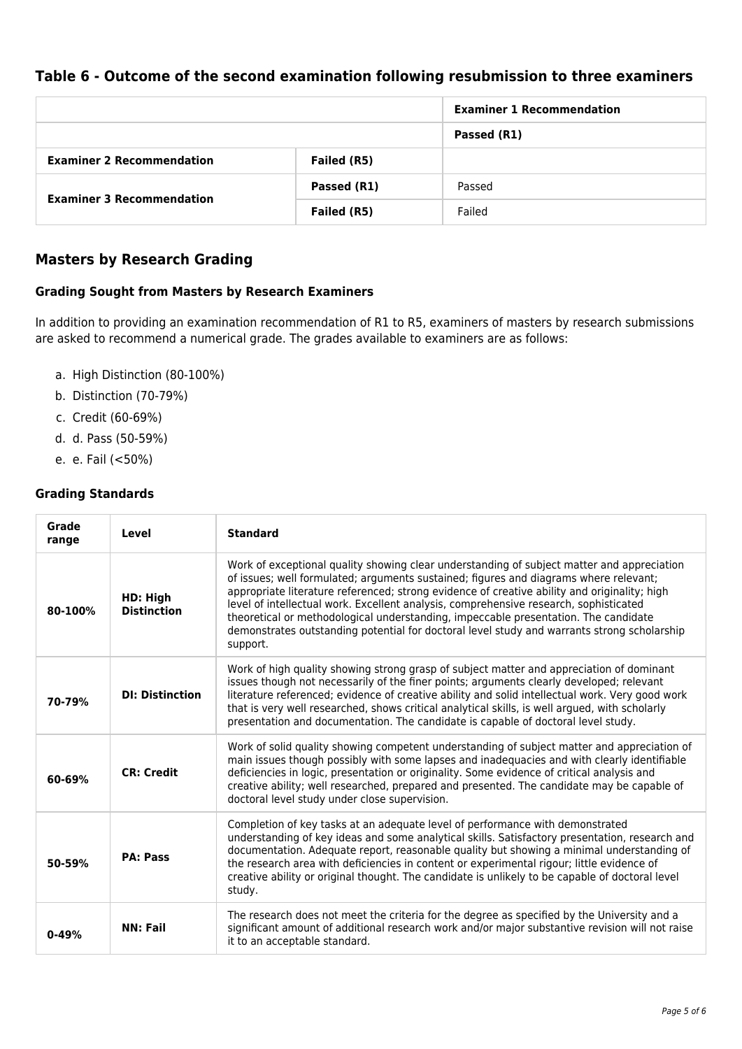## Table 6 - Outcome of the second examination following resubmission to three examiners

| | | Examiner 1 Recommendation |
|---|---|---|
| | | **Passed (R1)** |
| **Examiner 2 Recommendation** | **Failed (R5)** | |
| **Examiner 3 Recommendation** | **Passed (R1)** | Passed |
| | **Failed (R5)** | Failed |

## Masters by Research Grading

### Grading Sought from Masters by Research Examiners

In addition to providing an examination recommendation of R1 to R5, examiners of masters by research submissions are asked to recommend a numerical grade. The grades available to examiners are as follows:

a. High Distinction (80-100%)
b. Distinction (70-79%)
c. Credit (60-69%)
d. d. Pass (50-59%)
e. e. Fail (<50%)

### Grading Standards

| Grade range | Level | Standard |
|---|---|---|
| **80-100%** | **HD: High Distinction** | Work of exceptional quality showing clear understanding of subject matter and appreciation of issues; well formulated; arguments sustained; figures and diagrams where relevant; appropriate literature referenced; strong evidence of creative ability and originality; high level of intellectual work. Excellent analysis, comprehensive research, sophisticated theoretical or methodological understanding, impeccable presentation. The candidate demonstrates outstanding potential for doctoral level study and warrants strong scholarship support. |
| **70-79%** | **DI: Distinction** | Work of high quality showing strong grasp of subject matter and appreciation of dominant issues though not necessarily of the finer points; arguments clearly developed; relevant literature referenced; evidence of creative ability and solid intellectual work. Very good work that is very well researched, shows critical analytical skills, is well argued, with scholarly presentation and documentation. The candidate is capable of doctoral level study. |
| **60-69%** | **CR: Credit** | Work of solid quality showing competent understanding of subject matter and appreciation of main issues though possibly with some lapses and inadequacies and with clearly identifiable deficiencies in logic, presentation or originality. Some evidence of critical analysis and creative ability; well researched, prepared and presented. The candidate may be capable of doctoral level study under close supervision. |
| **50-59%** | **PA: Pass** | Completion of key tasks at an adequate level of performance with demonstrated understanding of key ideas and some analytical skills. Satisfactory presentation, research and documentation. Adequate report, reasonable quality but showing a minimal understanding of the research area with deficiencies in content or experimental rigour; little evidence of creative ability or original thought. The candidate is unlikely to be capable of doctoral level study. |
| **0-49%** | **NN: Fail** | The research does not meet the criteria for the degree as specified by the University and a significant amount of additional research work and/or major substantive revision will not raise it to an acceptable standard. |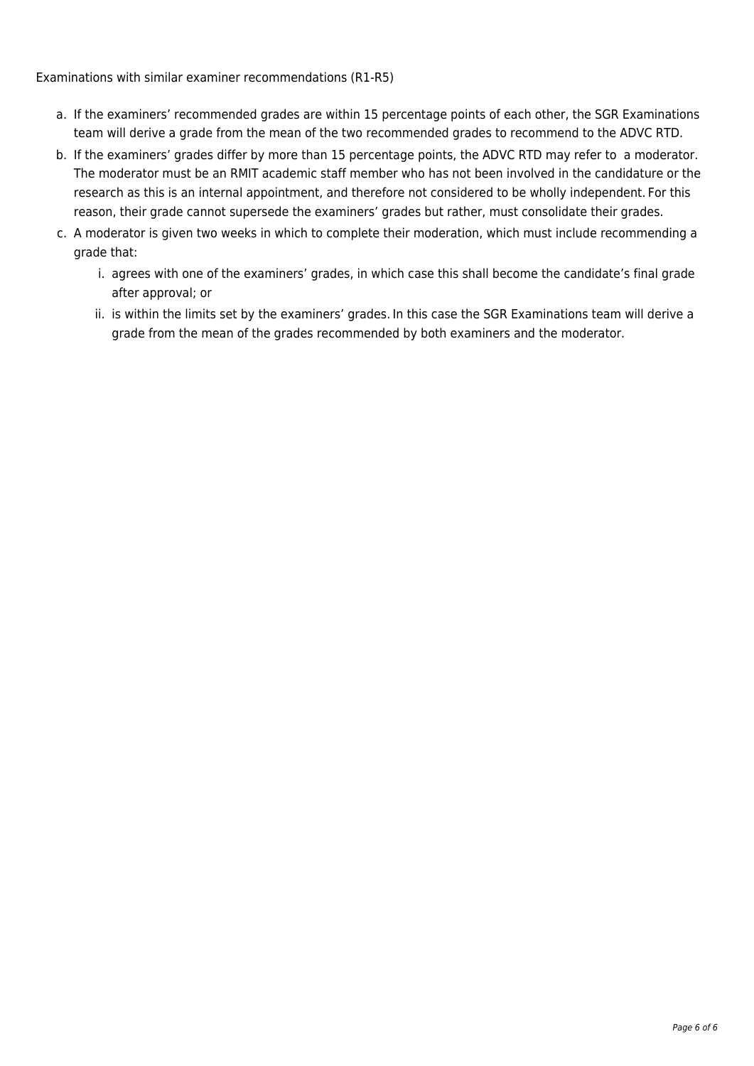Examinations with similar examiner recommendations (R1-R5)

a. If the examiners' recommended grades are within 15 percentage points of each other, the SGR Examinations team will derive a grade from the mean of the two recommended grades to recommend to the ADVC RTD.
b. If the examiners' grades differ by more than 15 percentage points, the ADVC RTD may refer to a moderator. The moderator must be an RMIT academic staff member who has not been involved in the candidature or the research as this is an internal appointment, and therefore not considered to be wholly independent. For this reason, their grade cannot supersede the examiners' grades but rather, must consolidate their grades.
c. A moderator is given two weeks in which to complete their moderation, which must include recommending a grade that:
    i. agrees with one of the examiners' grades, in which case this shall become the candidate's final grade after approval; or
    ii. is within the limits set by the examiners' grades. In this case the SGR Examinations team will derive a grade from the mean of the grades recommended by both examiners and the moderator.